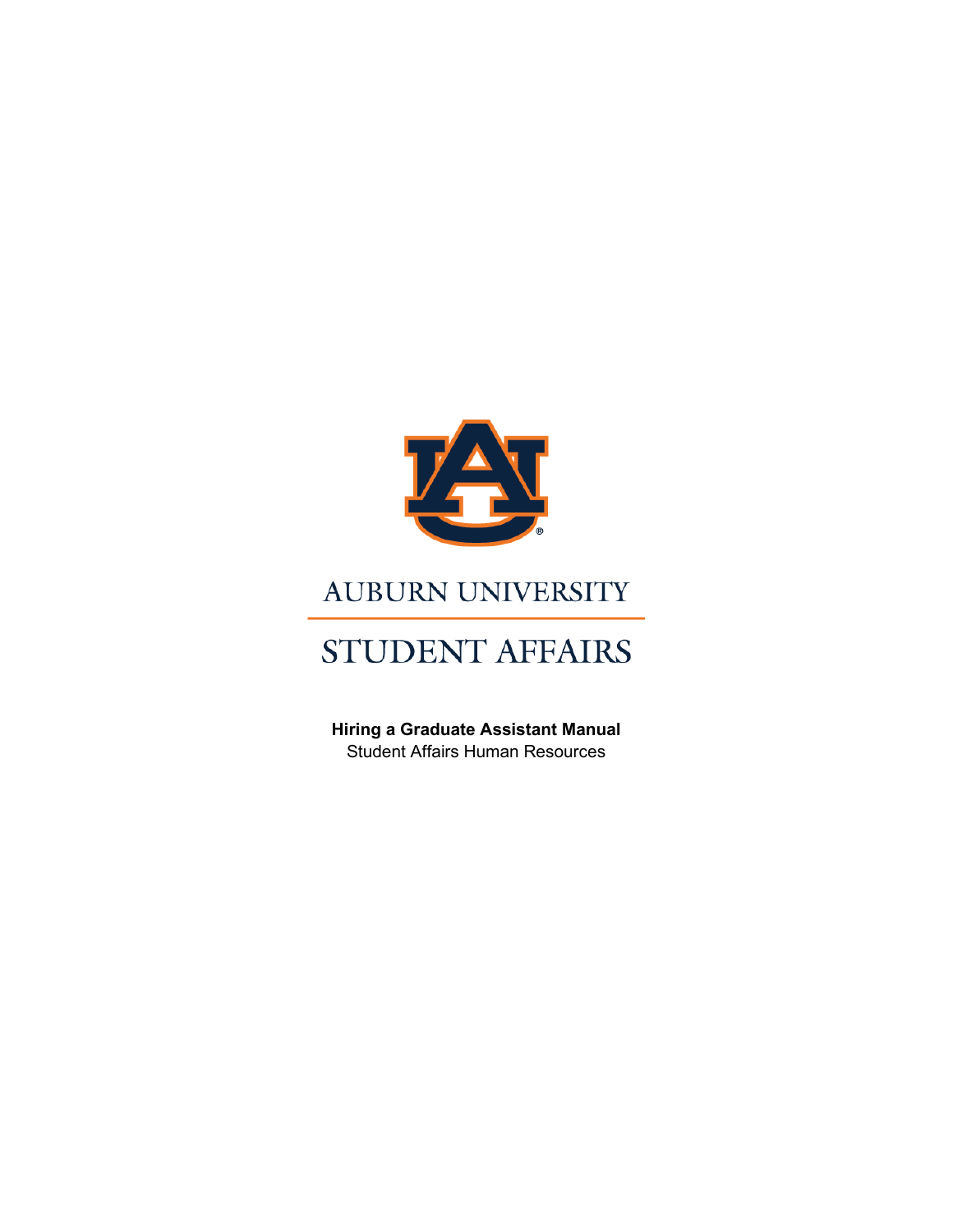AUBURN UNIVERSITY

STUDENT AFFAIRS

**Hiring a Graduate Assistant Manual**

Student Affairs Human Resources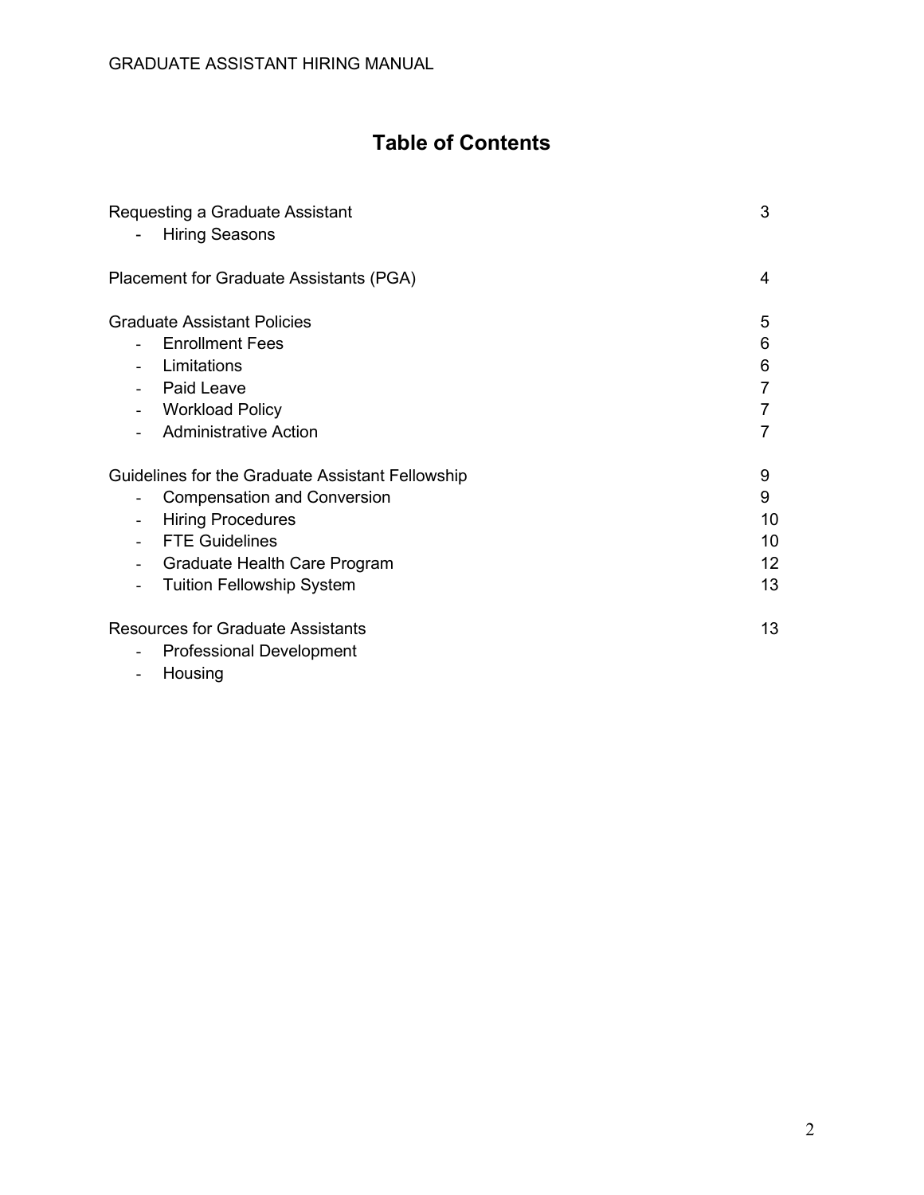# Table of Contents

| | |
|---|---|
| Requesting a Graduate Assistant | 3 |
| - Hiring Seasons | |
| Placement for Graduate Assistants (PGA) | 4 |
| Graduate Assistant Policies | 5 |
| - Enrollment Fees | 6 |
| - Limitations | 6 |
| - Paid Leave | 7 |
| - Workload Policy | 7 |
| - Administrative Action | 7 |
| Guidelines for the Graduate Assistant Fellowship | 9 |
| - Compensation and Conversion | 9 |
| - Hiring Procedures | 10 |
| - FTE Guidelines | 10 |
| - Graduate Health Care Program | 12 |
| - Tuition Fellowship System | 13 |
| Resources for Graduate Assistants | 13 |
| - Professional Development | |
| - Housing | |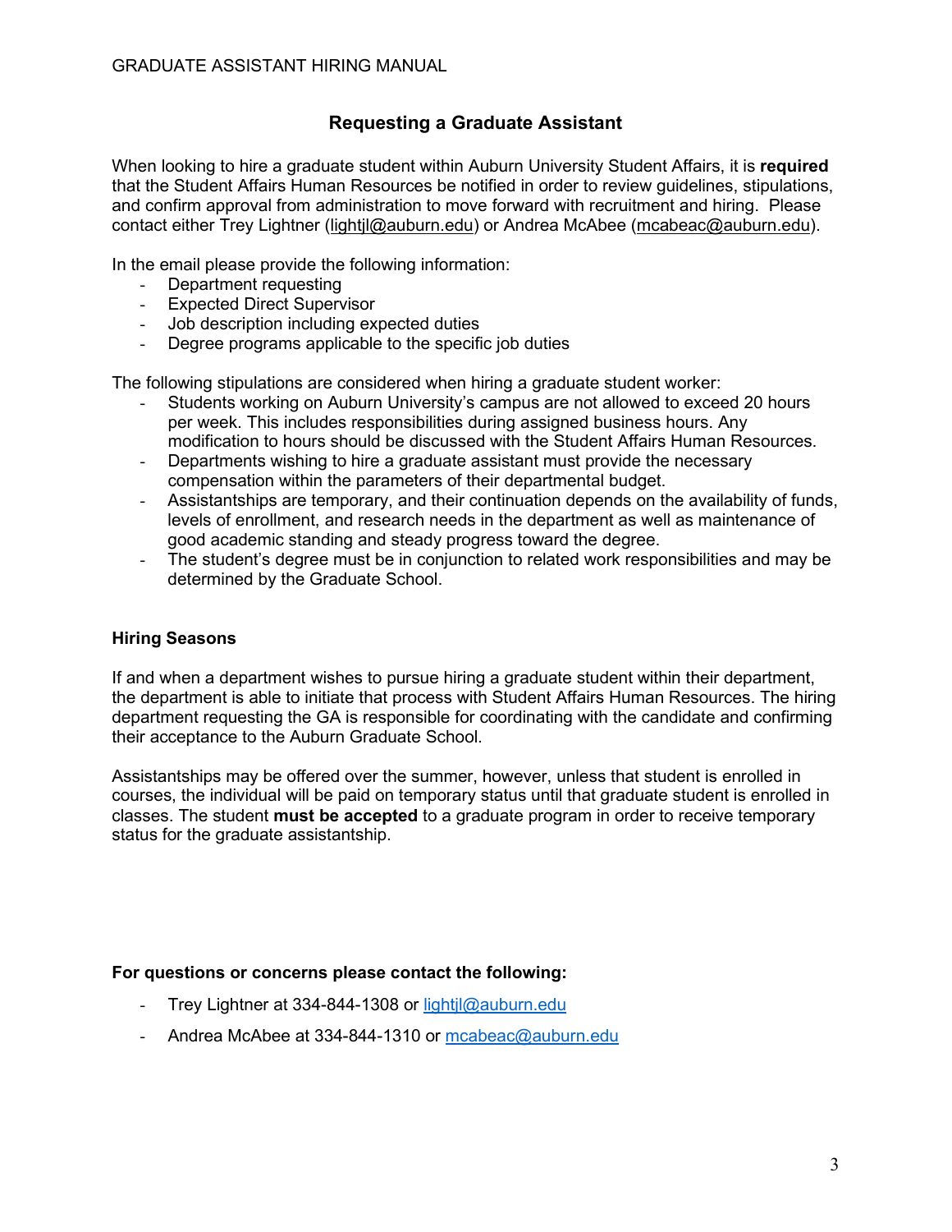## Requesting a Graduate Assistant

When looking to hire a graduate student within Auburn University Student Affairs, it is **required** that the Student Affairs Human Resources be notified in order to review guidelines, stipulations, and confirm approval from administration to move forward with recruitment and hiring. Please contact either Trey Lightner (lightjl@auburn.edu) or Andrea McAbee (mcabeac@auburn.edu).

In the email please provide the following information:

- Department requesting
- Expected Direct Supervisor
- Job description including expected duties
- Degree programs applicable to the specific job duties

The following stipulations are considered when hiring a graduate student worker:

- Students working on Auburn University's campus are not allowed to exceed 20 hours per week. This includes responsibilities during assigned business hours. Any modification to hours should be discussed with the Student Affairs Human Resources.
- Departments wishing to hire a graduate assistant must provide the necessary compensation within the parameters of their departmental budget.
- Assistantships are temporary, and their continuation depends on the availability of funds, levels of enrollment, and research needs in the department as well as maintenance of good academic standing and steady progress toward the degree.
- The student's degree must be in conjunction to related work responsibilities and may be determined by the Graduate School.

### Hiring Seasons

If and when a department wishes to pursue hiring a graduate student within their department, the department is able to initiate that process with Student Affairs Human Resources. The hiring department requesting the GA is responsible for coordinating with the candidate and confirming their acceptance to the Auburn Graduate School.

Assistantships may be offered over the summer, however, unless that student is enrolled in courses, the individual will be paid on temporary status until that graduate student is enrolled in classes. The student **must be accepted** to a graduate program in order to receive temporary status for the graduate assistantship.

**For questions or concerns please contact the following:**

- Trey Lightner at 334-844-1308 or lightjl@auburn.edu
- Andrea McAbee at 334-844-1310 or mcabeac@auburn.edu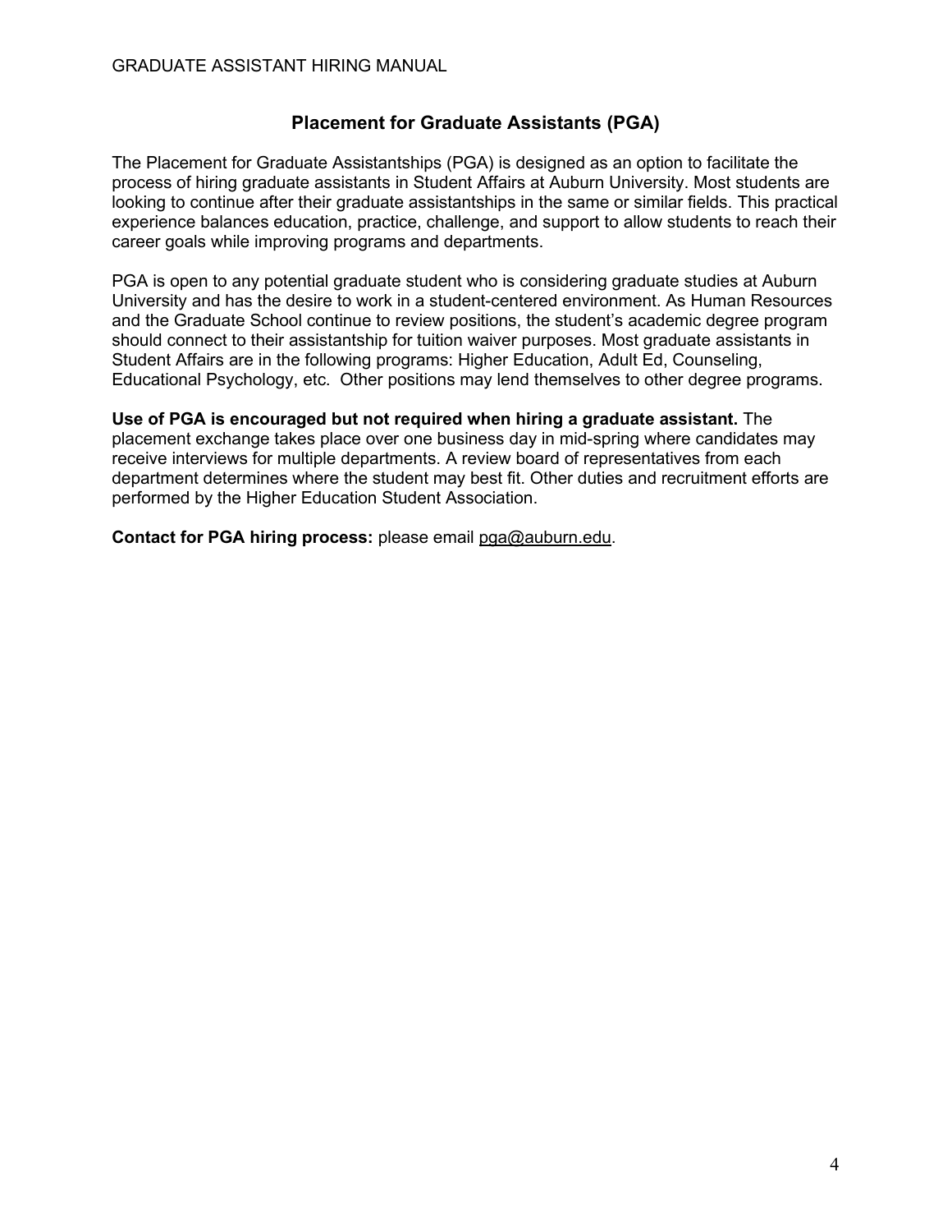## Placement for Graduate Assistants (PGA)

The Placement for Graduate Assistantships (PGA) is designed as an option to facilitate the process of hiring graduate assistants in Student Affairs at Auburn University. Most students are looking to continue after their graduate assistantships in the same or similar fields. This practical experience balances education, practice, challenge, and support to allow students to reach their career goals while improving programs and departments.

PGA is open to any potential graduate student who is considering graduate studies at Auburn University and has the desire to work in a student-centered environment. As Human Resources and the Graduate School continue to review positions, the student's academic degree program should connect to their assistantship for tuition waiver purposes. Most graduate assistants in Student Affairs are in the following programs: Higher Education, Adult Ed, Counseling, Educational Psychology, etc. Other positions may lend themselves to other degree programs.

**Use of PGA is encouraged but not required when hiring a graduate assistant.** The placement exchange takes place over one business day in mid-spring where candidates may receive interviews for multiple departments. A review board of representatives from each department determines where the student may best fit. Other duties and recruitment efforts are performed by the Higher Education Student Association.

**Contact for PGA hiring process:** please email pga@auburn.edu.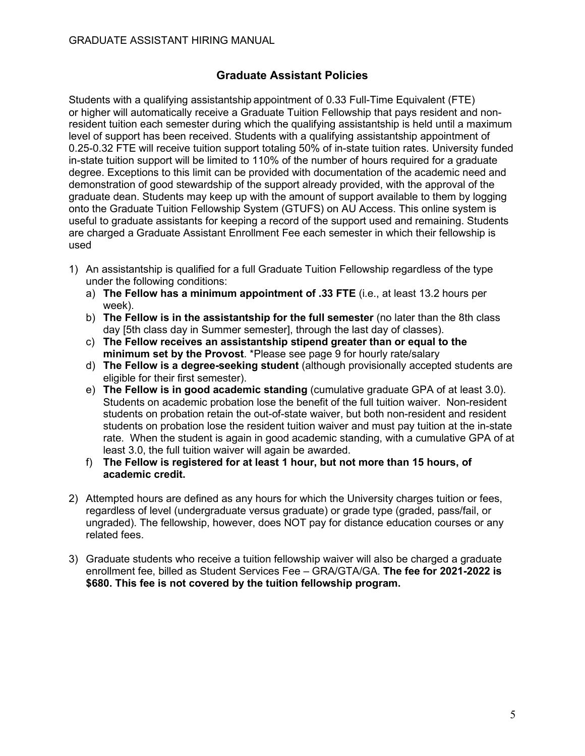## Graduate Assistant Policies

Students with a qualifying assistantship appointment of 0.33 Full-Time Equivalent (FTE) or higher will automatically receive a Graduate Tuition Fellowship that pays resident and non-resident tuition each semester during which the qualifying assistantship is held until a maximum level of support has been received. Students with a qualifying assistantship appointment of 0.25-0.32 FTE will receive tuition support totaling 50% of in-state tuition rates. University funded in-state tuition support will be limited to 110% of the number of hours required for a graduate degree. Exceptions to this limit can be provided with documentation of the academic need and demonstration of good stewardship of the support already provided, with the approval of the graduate dean. Students may keep up with the amount of support available to them by logging onto the Graduate Tuition Fellowship System (GTUFS) on AU Access. This online system is useful to graduate assistants for keeping a record of the support used and remaining. Students are charged a Graduate Assistant Enrollment Fee each semester in which their fellowship is used

1) An assistantship is qualified for a full Graduate Tuition Fellowship regardless of the type under the following conditions:
   a) **The Fellow has a minimum appointment of .33 FTE** (i.e., at least 13.2 hours per week).
   b) **The Fellow is in the assistantship for the full semester** (no later than the 8th class day [5th class day in Summer semester], through the last day of classes).
   c) **The Fellow receives an assistantship stipend greater than or equal to the minimum set by the Provost**. *Please see page 9 for hourly rate/salary
   d) **The Fellow is a degree-seeking student** (although provisionally accepted students are eligible for their first semester).
   e) **The Fellow is in good academic standing** (cumulative graduate GPA of at least 3.0). Students on academic probation lose the benefit of the full tuition waiver. Non-resident students on probation retain the out-of-state waiver, but both non-resident and resident students on probation lose the resident tuition waiver and must pay tuition at the in-state rate. When the student is again in good academic standing, with a cumulative GPA of at least 3.0, the full tuition waiver will again be awarded.
   f) **The Fellow is registered for at least 1 hour, but not more than 15 hours, of academic credit.**

2) Attempted hours are defined as any hours for which the University charges tuition or fees, regardless of level (undergraduate versus graduate) or grade type (graded, pass/fail, or ungraded). The fellowship, however, does NOT pay for distance education courses or any related fees.

3) Graduate students who receive a tuition fellowship waiver will also be charged a graduate enrollment fee, billed as Student Services Fee – GRA/GTA/GA. **The fee for 2021-2022 is $680. This fee is not covered by the tuition fellowship program.**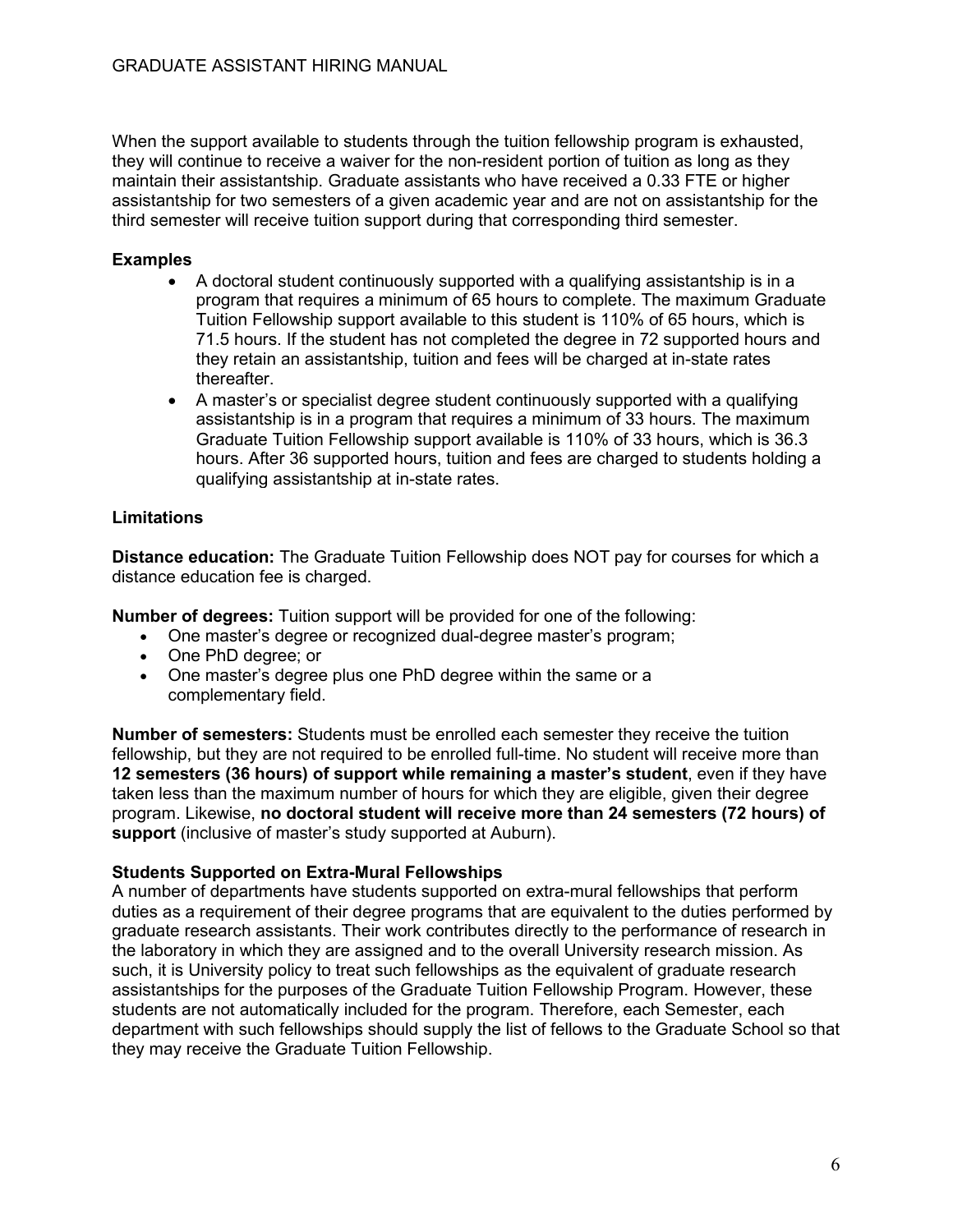When the support available to students through the tuition fellowship program is exhausted, they will continue to receive a waiver for the non-resident portion of tuition as long as they maintain their assistantship. Graduate assistants who have received a 0.33 FTE or higher assistantship for two semesters of a given academic year and are not on assistantship for the third semester will receive tuition support during that corresponding third semester.

### Examples

- A doctoral student continuously supported with a qualifying assistantship is in a program that requires a minimum of 65 hours to complete. The maximum Graduate Tuition Fellowship support available to this student is 110% of 65 hours, which is 71.5 hours. If the student has not completed the degree in 72 supported hours and they retain an assistantship, tuition and fees will be charged at in-state rates thereafter.
- A master's or specialist degree student continuously supported with a qualifying assistantship is in a program that requires a minimum of 33 hours. The maximum Graduate Tuition Fellowship support available is 110% of 33 hours, which is 36.3 hours. After 36 supported hours, tuition and fees are charged to students holding a qualifying assistantship at in-state rates.

### Limitations

**Distance education:** The Graduate Tuition Fellowship does NOT pay for courses for which a distance education fee is charged.

**Number of degrees:** Tuition support will be provided for one of the following:

- One master's degree or recognized dual-degree master's program;
- One PhD degree; or
- One master's degree plus one PhD degree within the same or a complementary field.

**Number of semesters:** Students must be enrolled each semester they receive the tuition fellowship, but they are not required to be enrolled full-time. No student will receive more than **12 semesters (36 hours) of support while remaining a master's student**, even if they have taken less than the maximum number of hours for which they are eligible, given their degree program. Likewise, **no doctoral student will receive more than 24 semesters (72 hours) of support** (inclusive of master's study supported at Auburn).

### Students Supported on Extra-Mural Fellowships

A number of departments have students supported on extra-mural fellowships that perform duties as a requirement of their degree programs that are equivalent to the duties performed by graduate research assistants. Their work contributes directly to the performance of research in the laboratory in which they are assigned and to the overall University research mission. As such, it is University policy to treat such fellowships as the equivalent of graduate research assistantships for the purposes of the Graduate Tuition Fellowship Program. However, these students are not automatically included for the program. Therefore, each Semester, each department with such fellowships should supply the list of fellows to the Graduate School so that they may receive the Graduate Tuition Fellowship.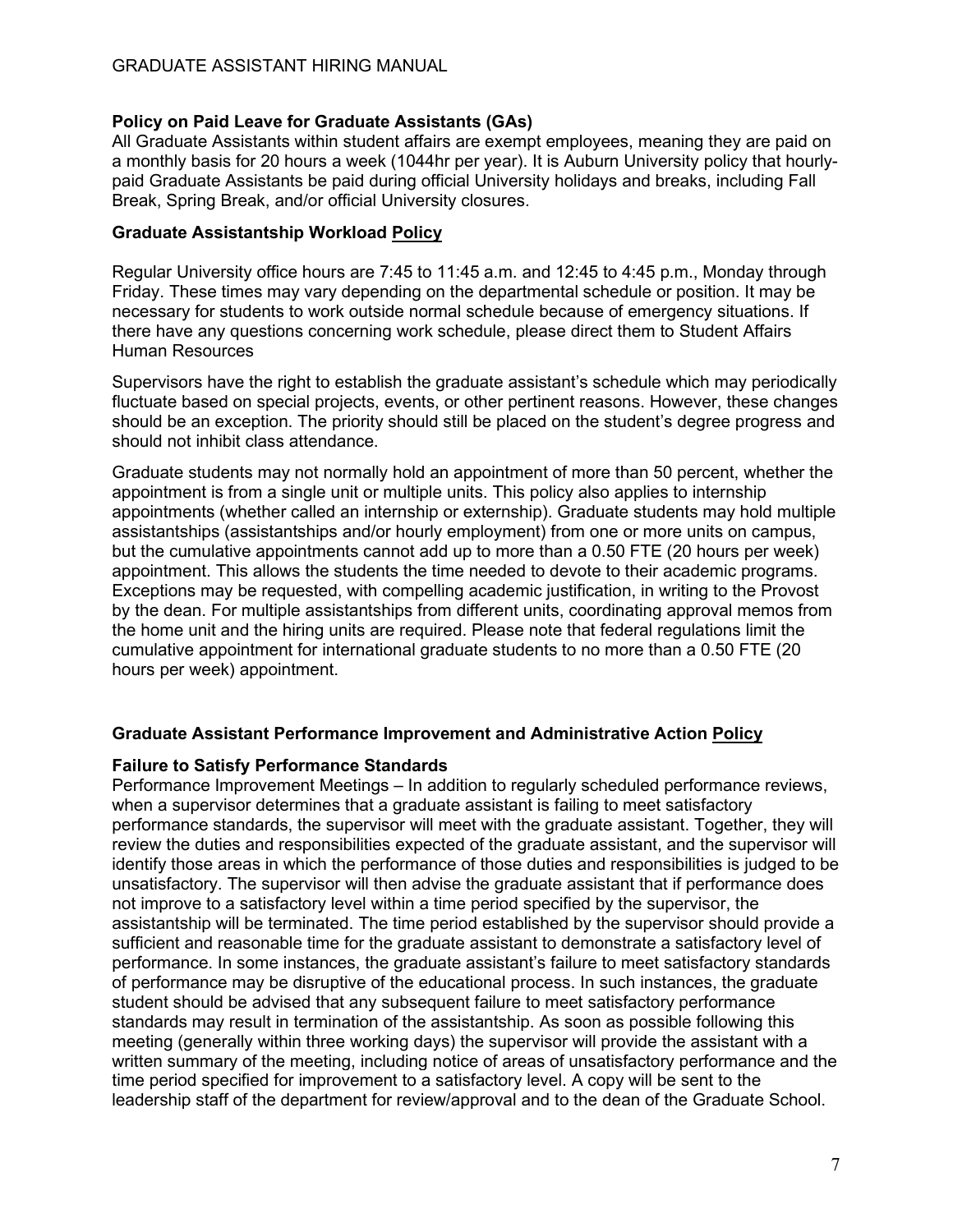**Policy on Paid Leave for Graduate Assistants (GAs)**
All Graduate Assistants within student affairs are exempt employees, meaning they are paid on a monthly basis for 20 hours a week (1044hr per year). It is Auburn University policy that hourly-paid Graduate Assistants be paid during official University holidays and breaks, including Fall Break, Spring Break, and/or official University closures.

**Graduate Assistantship Workload Policy**

Regular University office hours are 7:45 to 11:45 a.m. and 12:45 to 4:45 p.m., Monday through Friday. These times may vary depending on the departmental schedule or position. It may be necessary for students to work outside normal schedule because of emergency situations. If there have any questions concerning work schedule, please direct them to Student Affairs Human Resources

Supervisors have the right to establish the graduate assistant's schedule which may periodically fluctuate based on special projects, events, or other pertinent reasons. However, these changes should be an exception. The priority should still be placed on the student's degree progress and should not inhibit class attendance.

Graduate students may not normally hold an appointment of more than 50 percent, whether the appointment is from a single unit or multiple units. This policy also applies to internship appointments (whether called an internship or externship). Graduate students may hold multiple assistantships (assistantships and/or hourly employment) from one or more units on campus, but the cumulative appointments cannot add up to more than a 0.50 FTE (20 hours per week) appointment. This allows the students the time needed to devote to their academic programs. Exceptions may be requested, with compelling academic justification, in writing to the Provost by the dean. For multiple assistantships from different units, coordinating approval memos from the home unit and the hiring units are required. Please note that federal regulations limit the cumulative appointment for international graduate students to no more than a 0.50 FTE (20 hours per week) appointment.

**Graduate Assistant Performance Improvement and Administrative Action Policy**

**Failure to Satisfy Performance Standards**
Performance Improvement Meetings – In addition to regularly scheduled performance reviews, when a supervisor determines that a graduate assistant is failing to meet satisfactory performance standards, the supervisor will meet with the graduate assistant. Together, they will review the duties and responsibilities expected of the graduate assistant, and the supervisor will identify those areas in which the performance of those duties and responsibilities is judged to be unsatisfactory. The supervisor will then advise the graduate assistant that if performance does not improve to a satisfactory level within a time period specified by the supervisor, the assistantship will be terminated. The time period established by the supervisor should provide a sufficient and reasonable time for the graduate assistant to demonstrate a satisfactory level of performance. In some instances, the graduate assistant's failure to meet satisfactory standards of performance may be disruptive of the educational process. In such instances, the graduate student should be advised that any subsequent failure to meet satisfactory performance standards may result in termination of the assistantship. As soon as possible following this meeting (generally within three working days) the supervisor will provide the assistant with a written summary of the meeting, including notice of areas of unsatisfactory performance and the time period specified for improvement to a satisfactory level. A copy will be sent to the leadership staff of the department for review/approval and to the dean of the Graduate School.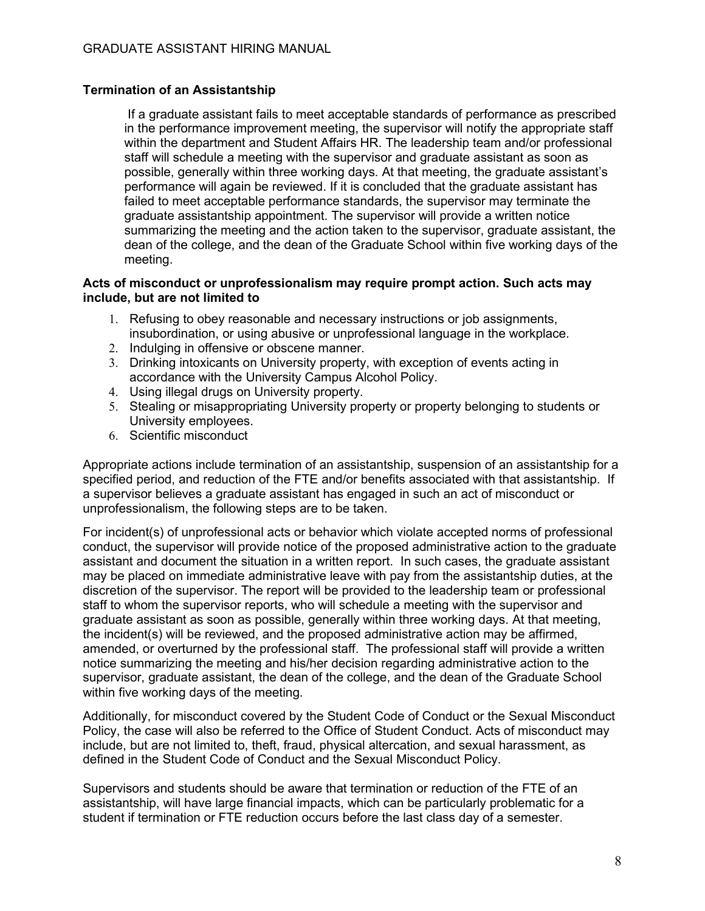### Termination of an Assistantship

If a graduate assistant fails to meet acceptable standards of performance as prescribed in the performance improvement meeting, the supervisor will notify the appropriate staff within the department and Student Affairs HR. The leadership team and/or professional staff will schedule a meeting with the supervisor and graduate assistant as soon as possible, generally within three working days. At that meeting, the graduate assistant's performance will again be reviewed. If it is concluded that the graduate assistant has failed to meet acceptable performance standards, the supervisor may terminate the graduate assistantship appointment. The supervisor will provide a written notice summarizing the meeting and the action taken to the supervisor, graduate assistant, the dean of the college, and the dean of the Graduate School within five working days of the meeting.

**Acts of misconduct or unprofessionalism may require prompt action. Such acts may include, but are not limited to**

1. Refusing to obey reasonable and necessary instructions or job assignments, insubordination, or using abusive or unprofessional language in the workplace.
2. Indulging in offensive or obscene manner.
3. Drinking intoxicants on University property, with exception of events acting in accordance with the University Campus Alcohol Policy.
4. Using illegal drugs on University property.
5. Stealing or misappropriating University property or property belonging to students or University employees.
6. Scientific misconduct

Appropriate actions include termination of an assistantship, suspension of an assistantship for a specified period, and reduction of the FTE and/or benefits associated with that assistantship. If a supervisor believes a graduate assistant has engaged in such an act of misconduct or unprofessionalism, the following steps are to be taken.

For incident(s) of unprofessional acts or behavior which violate accepted norms of professional conduct, the supervisor will provide notice of the proposed administrative action to the graduate assistant and document the situation in a written report. In such cases, the graduate assistant may be placed on immediate administrative leave with pay from the assistantship duties, at the discretion of the supervisor. The report will be provided to the leadership team or professional staff to whom the supervisor reports, who will schedule a meeting with the supervisor and graduate assistant as soon as possible, generally within three working days. At that meeting, the incident(s) will be reviewed, and the proposed administrative action may be affirmed, amended, or overturned by the professional staff. The professional staff will provide a written notice summarizing the meeting and his/her decision regarding administrative action to the supervisor, graduate assistant, the dean of the college, and the dean of the Graduate School within five working days of the meeting.

Additionally, for misconduct covered by the Student Code of Conduct or the Sexual Misconduct Policy, the case will also be referred to the Office of Student Conduct. Acts of misconduct may include, but are not limited to, theft, fraud, physical altercation, and sexual harassment, as defined in the Student Code of Conduct and the Sexual Misconduct Policy.

Supervisors and students should be aware that termination or reduction of the FTE of an assistantship, will have large financial impacts, which can be particularly problematic for a student if termination or FTE reduction occurs before the last class day of a semester.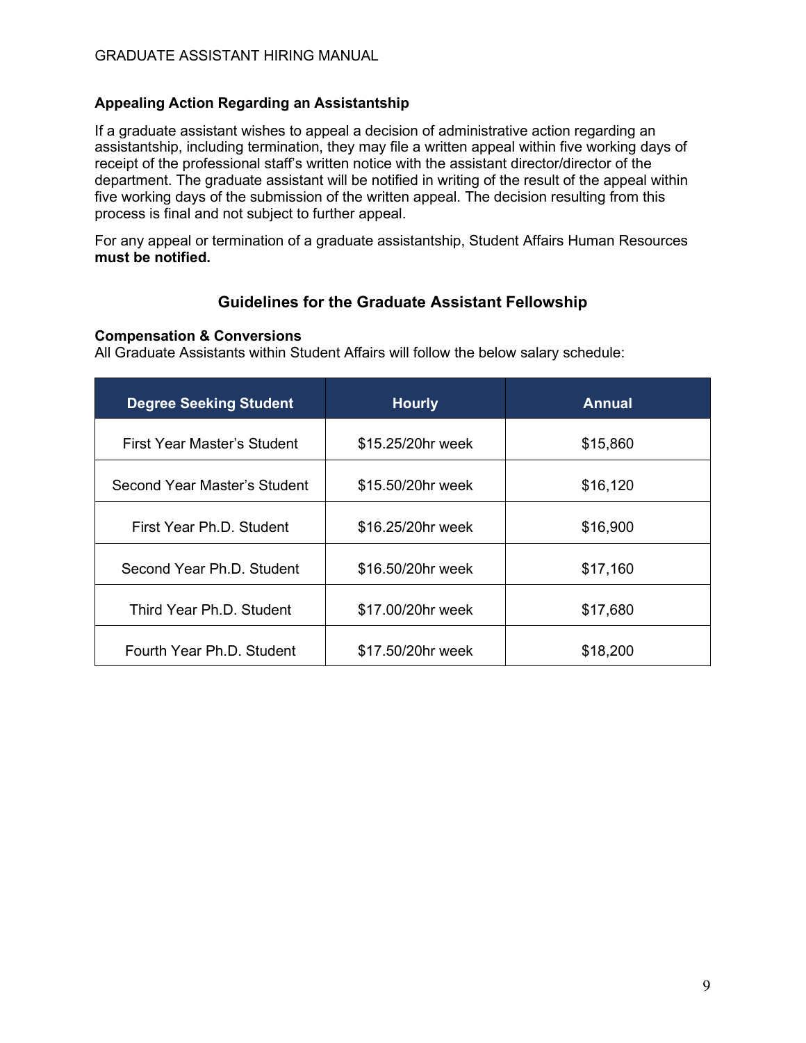### Appealing Action Regarding an Assistantship

If a graduate assistant wishes to appeal a decision of administrative action regarding an assistantship, including termination, they may file a written appeal within five working days of receipt of the professional staff's written notice with the assistant director/director of the department. The graduate assistant will be notified in writing of the result of the appeal within five working days of the submission of the written appeal. The decision resulting from this process is final and not subject to further appeal.

For any appeal or termination of a graduate assistantship, Student Affairs Human Resources **must be notified.**

## Guidelines for the Graduate Assistant Fellowship

**Compensation & Conversions**
All Graduate Assistants within Student Affairs will follow the below salary schedule:

| Degree Seeking Student | Hourly | Annual |
|---|---|---|
| First Year Master's Student | $15.25/20hr week | $15,860 |
| Second Year Master's Student | $15.50/20hr week | $16,120 |
| First Year Ph.D. Student | $16.25/20hr week | $16,900 |
| Second Year Ph.D. Student | $16.50/20hr week | $17,160 |
| Third Year Ph.D. Student | $17.00/20hr week | $17,680 |
| Fourth Year Ph.D. Student | $17.50/20hr week | $18,200 |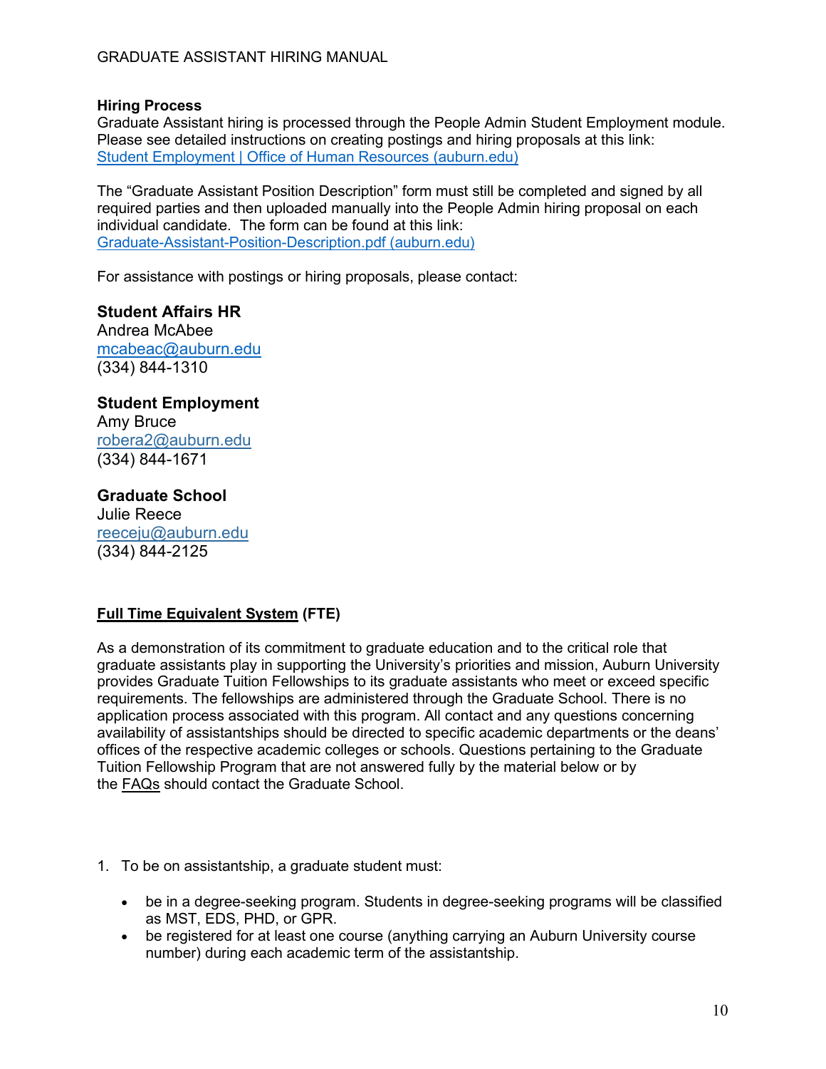**Hiring Process**

Graduate Assistant hiring is processed through the People Admin Student Employment module. Please see detailed instructions on creating postings and hiring proposals at this link: [Student Employment | Office of Human Resources (auburn.edu)]()

The “Graduate Assistant Position Description” form must still be completed and signed by all required parties and then uploaded manually into the People Admin hiring proposal on each individual candidate. The form can be found at this link: [Graduate-Assistant-Position-Description.pdf (auburn.edu)]()

For assistance with postings or hiring proposals, please contact:

**Student Affairs HR**
Andrea McAbee
mcabeac@auburn.edu
(334) 844-1310

**Student Employment**
Amy Bruce
robera2@auburn.edu
(334) 844-1671

**Graduate School**
Julie Reece
reeceju@auburn.edu
(334) 844-2125

**Full Time Equivalent System (FTE)**

As a demonstration of its commitment to graduate education and to the critical role that graduate assistants play in supporting the University’s priorities and mission, Auburn University provides Graduate Tuition Fellowships to its graduate assistants who meet or exceed specific requirements. The fellowships are administered through the Graduate School. There is no application process associated with this program. All contact and any questions concerning availability of assistantships should be directed to specific academic departments or the deans’ offices of the respective academic colleges or schools. Questions pertaining to the Graduate Tuition Fellowship Program that are not answered fully by the material below or by the FAQs should contact the Graduate School.

1. To be on assistantship, a graduate student must:

   - be in a degree-seeking program. Students in degree-seeking programs will be classified as MST, EDS, PHD, or GPR.
   - be registered for at least one course (anything carrying an Auburn University course number) during each academic term of the assistantship.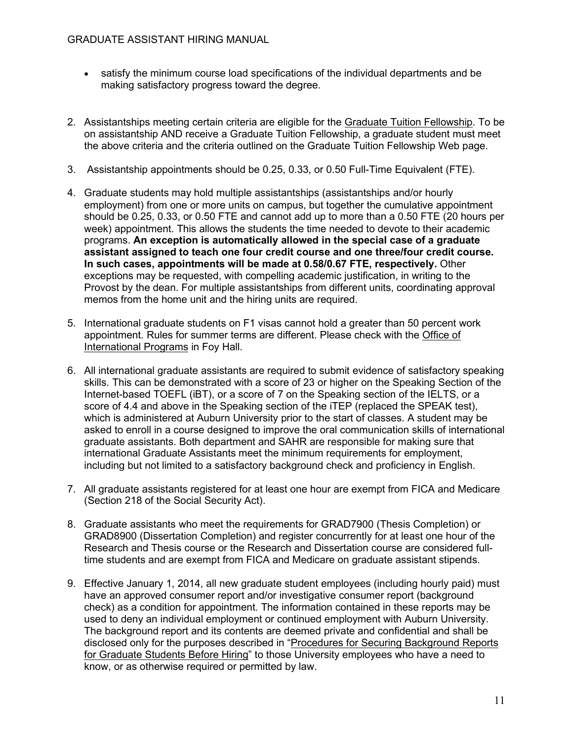- satisfy the minimum course load specifications of the individual departments and be making satisfactory progress toward the degree.

2. Assistantships meeting certain criteria are eligible for the Graduate Tuition Fellowship. To be on assistantship AND receive a Graduate Tuition Fellowship, a graduate student must meet the above criteria and the criteria outlined on the Graduate Tuition Fellowship Web page.

3. Assistantship appointments should be 0.25, 0.33, or 0.50 Full-Time Equivalent (FTE).

4. Graduate students may hold multiple assistantships (assistantships and/or hourly employment) from one or more units on campus, but together the cumulative appointment should be 0.25, 0.33, or 0.50 FTE and cannot add up to more than a 0.50 FTE (20 hours per week) appointment. This allows the students the time needed to devote to their academic programs. **An exception is automatically allowed in the special case of a graduate assistant assigned to teach one four credit course and one three/four credit course. In such cases, appointments will be made at 0.58/0.67 FTE, respectively.** Other exceptions may be requested, with compelling academic justification, in writing to the Provost by the dean. For multiple assistantships from different units, coordinating approval memos from the home unit and the hiring units are required.

5. International graduate students on F1 visas cannot hold a greater than 50 percent work appointment. Rules for summer terms are different. Please check with the Office of International Programs in Foy Hall.

6. All international graduate assistants are required to submit evidence of satisfactory speaking skills. This can be demonstrated with a score of 23 or higher on the Speaking Section of the Internet-based TOEFL (iBT), or a score of 7 on the Speaking section of the IELTS, or a score of 4.4 and above in the Speaking section of the iTEP (replaced the SPEAK test), which is administered at Auburn University prior to the start of classes. A student may be asked to enroll in a course designed to improve the oral communication skills of international graduate assistants. Both department and SAHR are responsible for making sure that international Graduate Assistants meet the minimum requirements for employment, including but not limited to a satisfactory background check and proficiency in English.

7. All graduate assistants registered for at least one hour are exempt from FICA and Medicare (Section 218 of the Social Security Act).

8. Graduate assistants who meet the requirements for GRAD7900 (Thesis Completion) or GRAD8900 (Dissertation Completion) and register concurrently for at least one hour of the Research and Thesis course or the Research and Dissertation course are considered full-time students and are exempt from FICA and Medicare on graduate assistant stipends.

9. Effective January 1, 2014, all new graduate student employees (including hourly paid) must have an approved consumer report and/or investigative consumer report (background check) as a condition for appointment. The information contained in these reports may be used to deny an individual employment or continued employment with Auburn University. The background report and its contents are deemed private and confidential and shall be disclosed only for the purposes described in "Procedures for Securing Background Reports for Graduate Students Before Hiring" to those University employees who have a need to know, or as otherwise required or permitted by law.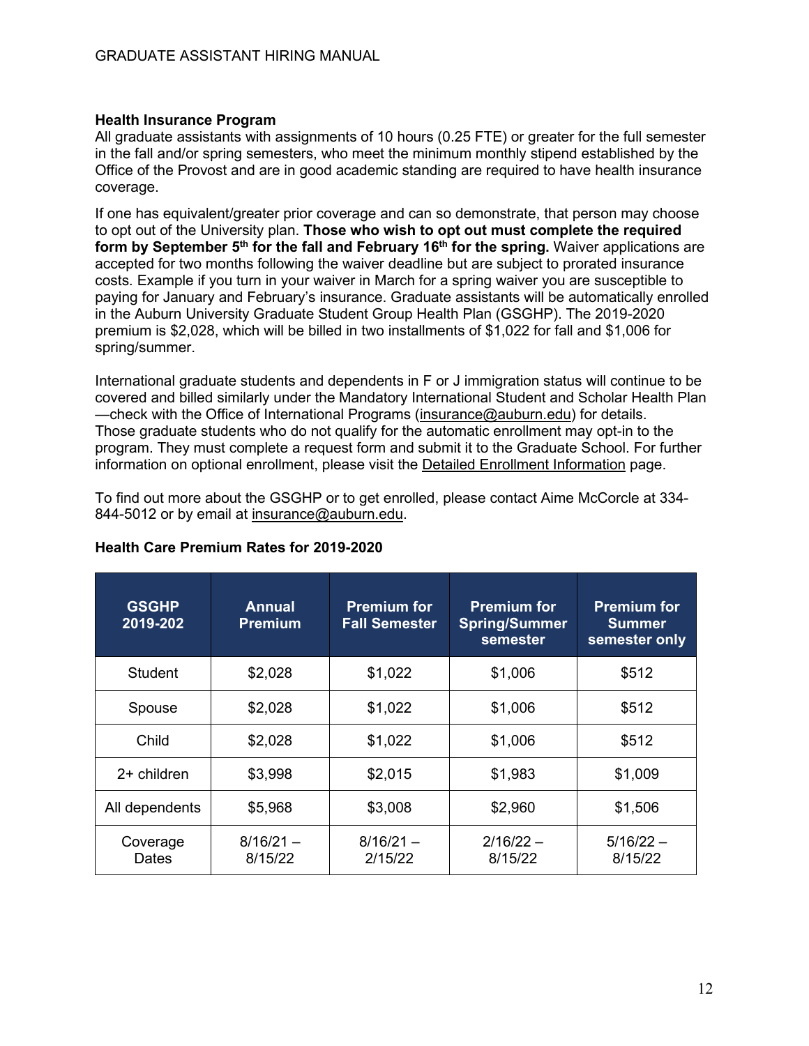### Health Insurance Program

All graduate assistants with assignments of 10 hours (0.25 FTE) or greater for the full semester in the fall and/or spring semesters, who meet the minimum monthly stipend established by the Office of the Provost and are in good academic standing are required to have health insurance coverage.

If one has equivalent/greater prior coverage and can so demonstrate, that person may choose to opt out of the University plan. **Those who wish to opt out must complete the required form by September 5th for the fall and February 16th for the spring.** Waiver applications are accepted for two months following the waiver deadline but are subject to prorated insurance costs. Example if you turn in your waiver in March for a spring waiver you are susceptible to paying for January and February's insurance. Graduate assistants will be automatically enrolled in the Auburn University Graduate Student Group Health Plan (GSGHP). The 2019-2020 premium is $2,028, which will be billed in two installments of $1,022 for fall and $1,006 for spring/summer.

International graduate students and dependents in F or J immigration status will continue to be covered and billed similarly under the Mandatory International Student and Scholar Health Plan —check with the Office of International Programs (insurance@auburn.edu) for details. Those graduate students who do not qualify for the automatic enrollment may opt-in to the program. They must complete a request form and submit it to the Graduate School. For further information on optional enrollment, please visit the Detailed Enrollment Information page.

To find out more about the GSGHP or to get enrolled, please contact Aime McCorcle at 334-844-5012 or by email at insurance@auburn.edu.

**Health Care Premium Rates for 2019-2020**

| GSGHP 2019-202 | Annual Premium | Premium for Fall Semester | Premium for Spring/Summer semester | Premium for Summer semester only |
|---|---|---|---|---|
| Student | $2,028 | $1,022 | $1,006 | $512 |
| Spouse | $2,028 | $1,022 | $1,006 | $512 |
| Child | $2,028 | $1,022 | $1,006 | $512 |
| 2+ children | $3,998 | $2,015 | $1,983 | $1,009 |
| All dependents | $5,968 | $3,008 | $2,960 | $1,506 |
| Coverage Dates | 8/16/21 – 8/15/22 | 8/16/21 – 2/15/22 | 2/16/22 – 8/15/22 | 5/16/22 – 8/15/22 |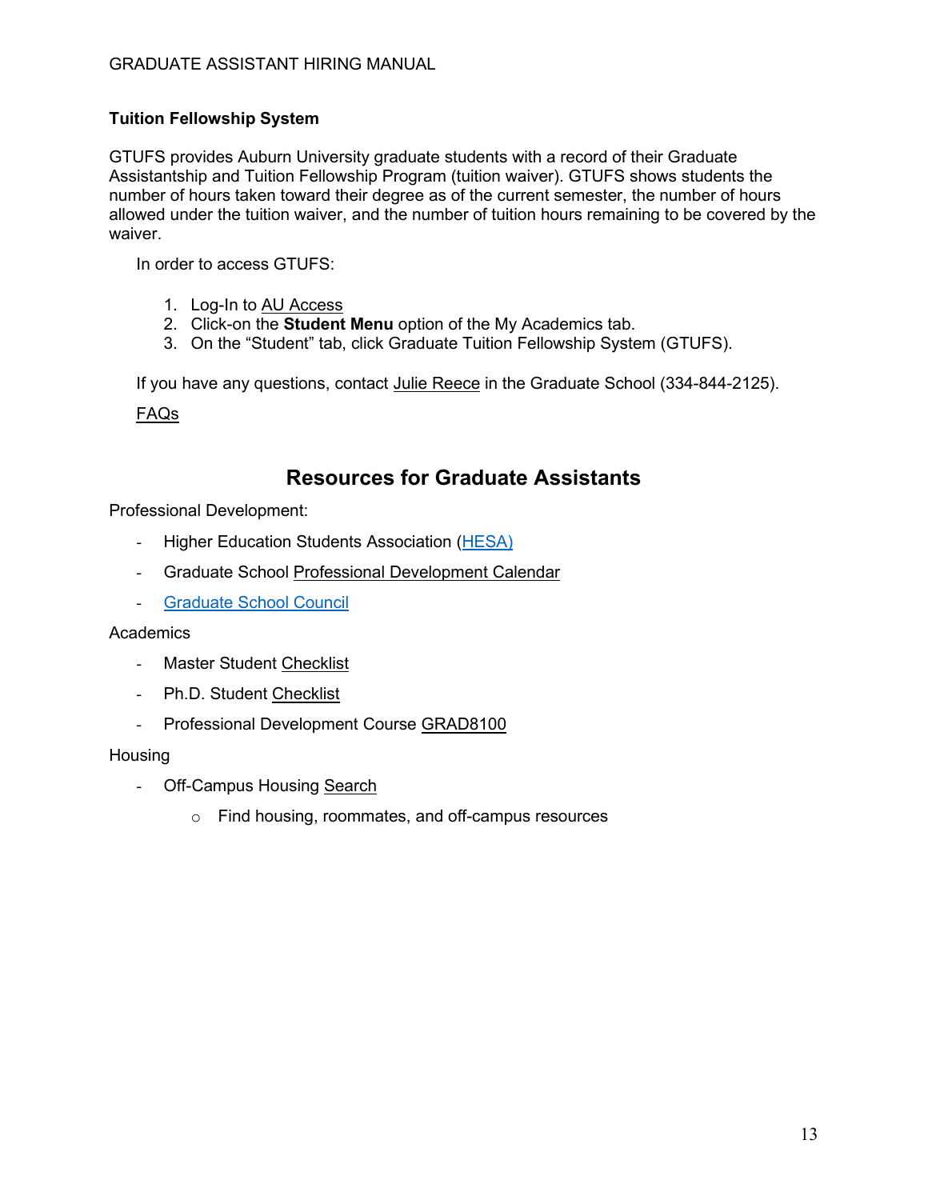### Tuition Fellowship System

GTUFS provides Auburn University graduate students with a record of their Graduate Assistantship and Tuition Fellowship Program (tuition waiver). GTUFS shows students the number of hours taken toward their degree as of the current semester, the number of hours allowed under the tuition waiver, and the number of tuition hours remaining to be covered by the waiver.

In order to access GTUFS:

1. Log-In to AU Access
2. Click-on the **Student Menu** option of the My Academics tab.
3. On the "Student" tab, click Graduate Tuition Fellowship System (GTUFS).

If you have any questions, contact Julie Reece in the Graduate School (334-844-2125).

FAQs

## Resources for Graduate Assistants

Professional Development:

- Higher Education Students Association (HESA)
- Graduate School Professional Development Calendar
- Graduate School Council

Academics

- Master Student Checklist
- Ph.D. Student Checklist
- Professional Development Course GRAD8100

Housing

- Off-Campus Housing Search
  - Find housing, roommates, and off-campus resources